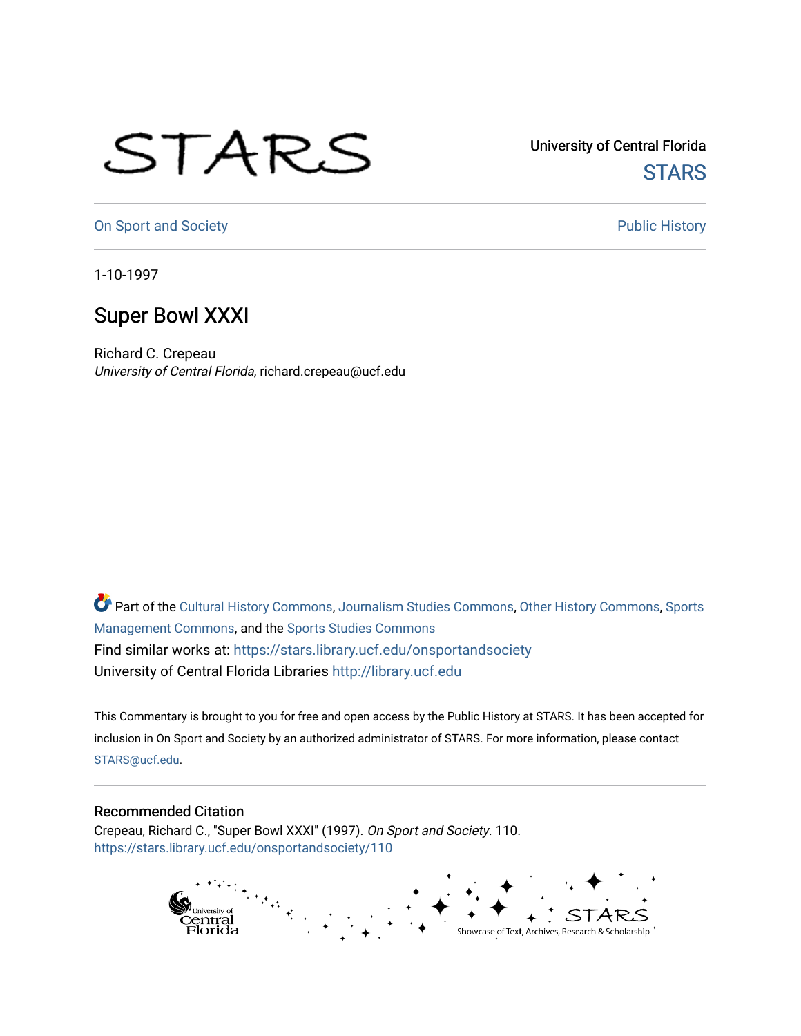University of Central Florida

STARS

On Sport and Society

Public History

1-10-1997

# Super Bowl XXXI

Richard C. Crepeau
*University of Central Florida*, richard.crepeau@ucf.edu

Part of the Cultural History Commons, Journalism Studies Commons, Other History Commons, Sports Management Commons, and the Sports Studies Commons

Find similar works at: https://stars.library.ucf.edu/onsportandsociety

University of Central Florida Libraries http://library.ucf.edu

This Commentary is brought to you for free and open access by the Public History at STARS. It has been accepted for inclusion in On Sport and Society by an authorized administrator of STARS. For more information, please contact STARS@ucf.edu.

## Recommended Citation

Crepeau, Richard C., "Super Bowl XXXI" (1997). *On Sport and Society*. 110.
https://stars.library.ucf.edu/onsportandsociety/110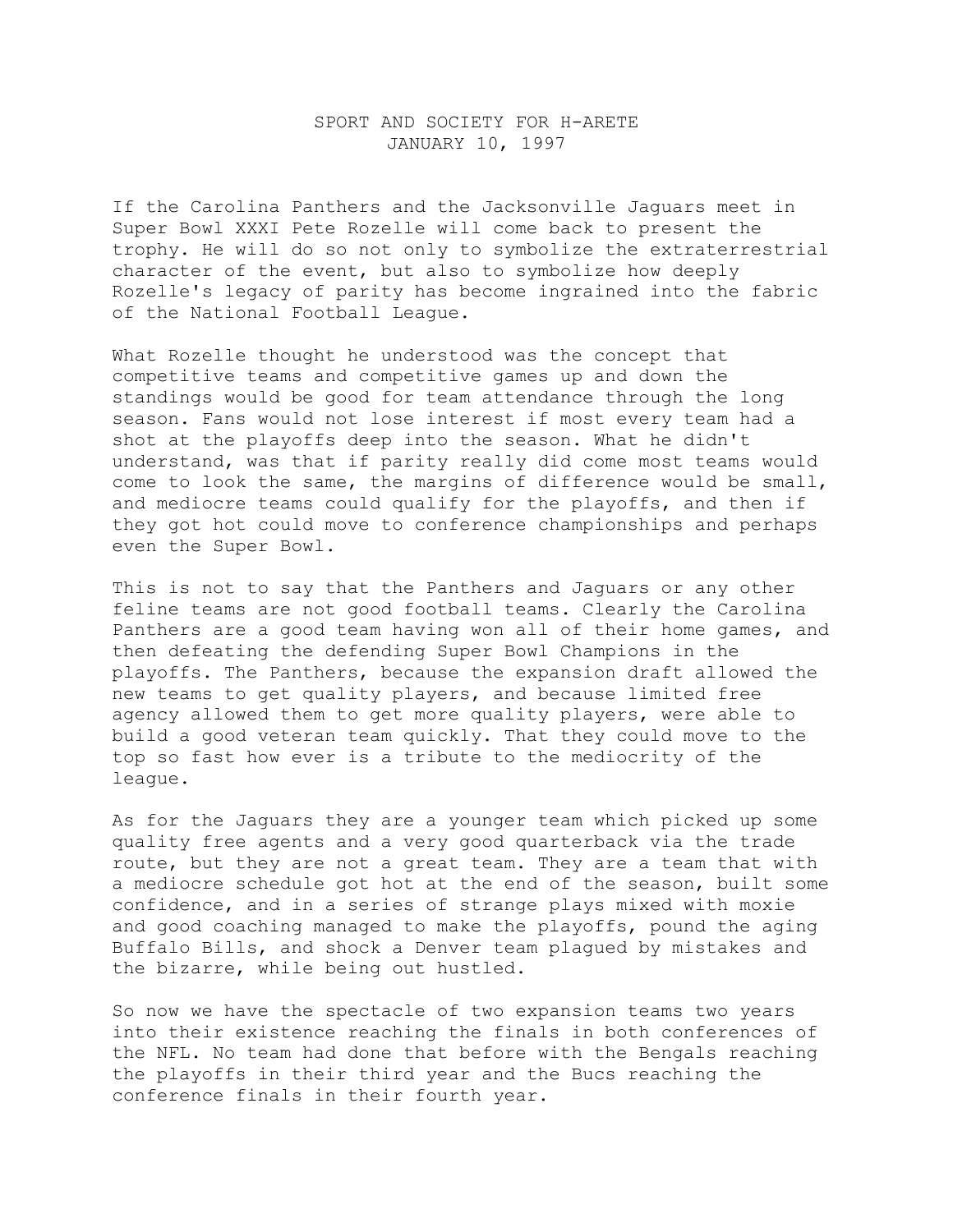SPORT AND SOCIETY FOR H-ARETE
JANUARY 10, 1997

If the Carolina Panthers and the Jacksonville Jaguars meet in Super Bowl XXXI Pete Rozelle will come back to present the trophy. He will do so not only to symbolize the extraterrestrial character of the event, but also to symbolize how deeply Rozelle's legacy of parity has become ingrained into the fabric of the National Football League.

What Rozelle thought he understood was the concept that competitive teams and competitive games up and down the standings would be good for team attendance through the long season. Fans would not lose interest if most every team had a shot at the playoffs deep into the season. What he didn't understand, was that if parity really did come most teams would come to look the same, the margins of difference would be small, and mediocre teams could qualify for the playoffs, and then if they got hot could move to conference championships and perhaps even the Super Bowl.

This is not to say that the Panthers and Jaguars or any other feline teams are not good football teams. Clearly the Carolina Panthers are a good team having won all of their home games, and then defeating the defending Super Bowl Champions in the playoffs. The Panthers, because the expansion draft allowed the new teams to get quality players, and because limited free agency allowed them to get more quality players, were able to build a good veteran team quickly. That they could move to the top so fast how ever is a tribute to the mediocrity of the league.

As for the Jaguars they are a younger team which picked up some quality free agents and a very good quarterback via the trade route, but they are not a great team. They are a team that with a mediocre schedule got hot at the end of the season, built some confidence, and in a series of strange plays mixed with moxie and good coaching managed to make the playoffs, pound the aging Buffalo Bills, and shock a Denver team plagued by mistakes and the bizarre, while being out hustled.

So now we have the spectacle of two expansion teams two years into their existence reaching the finals in both conferences of the NFL. No team had done that before with the Bengals reaching the playoffs in their third year and the Bucs reaching the conference finals in their fourth year.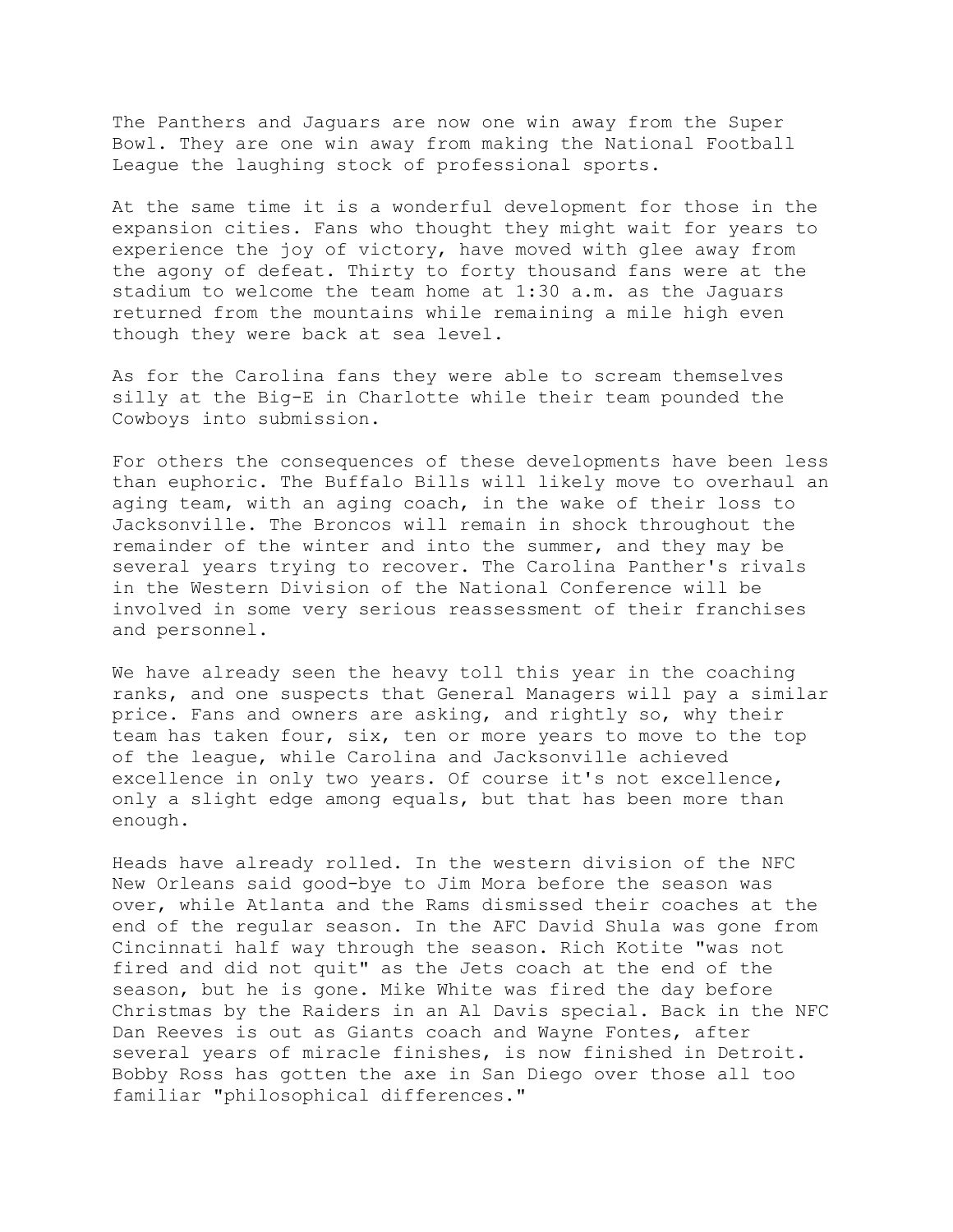The Panthers and Jaguars are now one win away from the Super Bowl. They are one win away from making the National Football League the laughing stock of professional sports.

At the same time it is a wonderful development for those in the expansion cities. Fans who thought they might wait for years to experience the joy of victory, have moved with glee away from the agony of defeat. Thirty to forty thousand fans were at the stadium to welcome the team home at 1:30 a.m. as the Jaguars returned from the mountains while remaining a mile high even though they were back at sea level.

As for the Carolina fans they were able to scream themselves silly at the Big-E in Charlotte while their team pounded the Cowboys into submission.

For others the consequences of these developments have been less than euphoric. The Buffalo Bills will likely move to overhaul an aging team, with an aging coach, in the wake of their loss to Jacksonville. The Broncos will remain in shock throughout the remainder of the winter and into the summer, and they may be several years trying to recover. The Carolina Panther's rivals in the Western Division of the National Conference will be involved in some very serious reassessment of their franchises and personnel.

We have already seen the heavy toll this year in the coaching ranks, and one suspects that General Managers will pay a similar price. Fans and owners are asking, and rightly so, why their team has taken four, six, ten or more years to move to the top of the league, while Carolina and Jacksonville achieved excellence in only two years. Of course it's not excellence, only a slight edge among equals, but that has been more than enough.

Heads have already rolled. In the western division of the NFC New Orleans said good-bye to Jim Mora before the season was over, while Atlanta and the Rams dismissed their coaches at the end of the regular season. In the AFC David Shula was gone from Cincinnati half way through the season. Rich Kotite "was not fired and did not quit" as the Jets coach at the end of the season, but he is gone. Mike White was fired the day before Christmas by the Raiders in an Al Davis special. Back in the NFC Dan Reeves is out as Giants coach and Wayne Fontes, after several years of miracle finishes, is now finished in Detroit. Bobby Ross has gotten the axe in San Diego over those all too familiar "philosophical differences."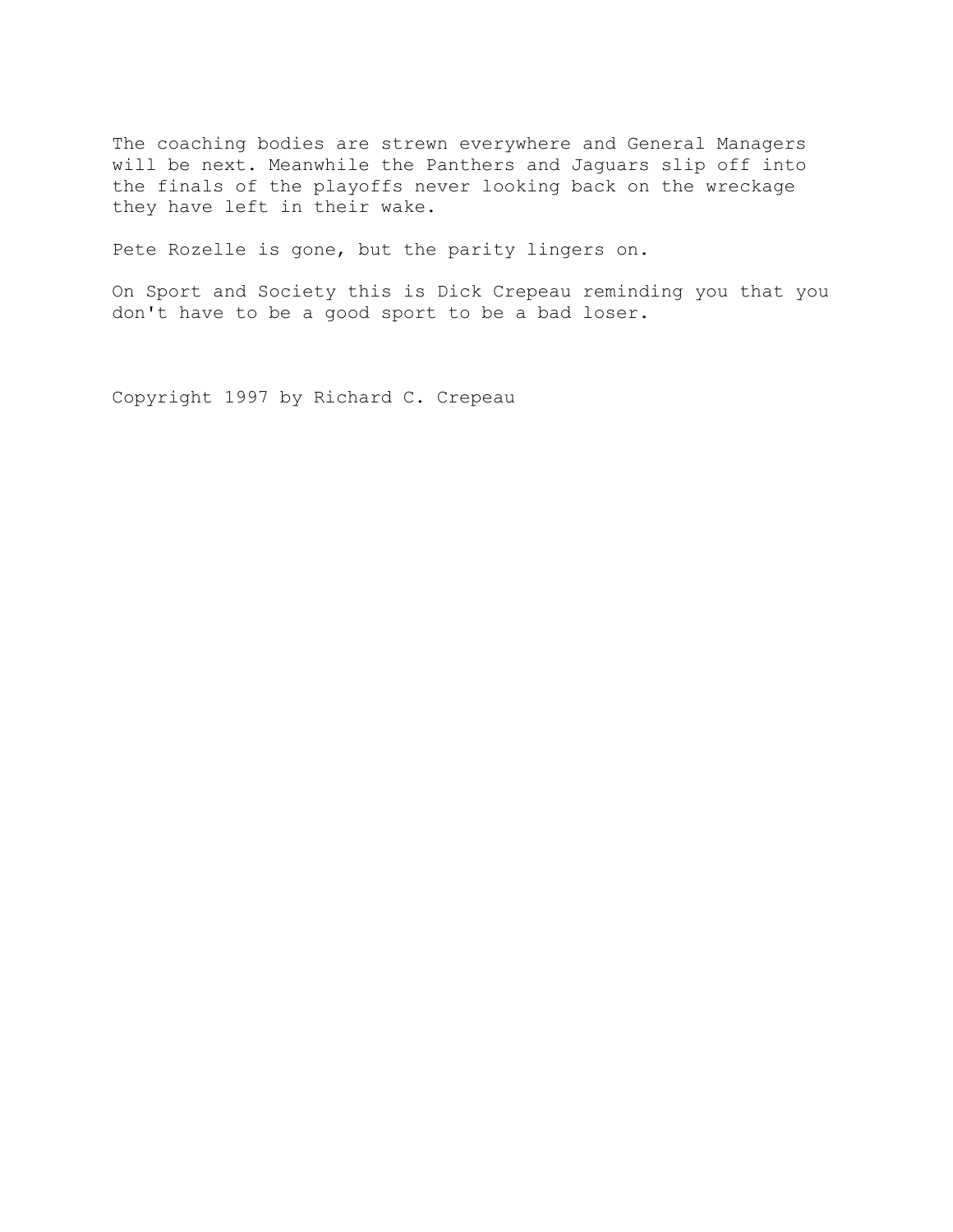The coaching bodies are strewn everywhere and General Managers will be next. Meanwhile the Panthers and Jaguars slip off into the finals of the playoffs never looking back on the wreckage they have left in their wake.

Pete Rozelle is gone, but the parity lingers on.

On Sport and Society this is Dick Crepeau reminding you that you don't have to be a good sport to be a bad loser.

Copyright 1997 by Richard C. Crepeau